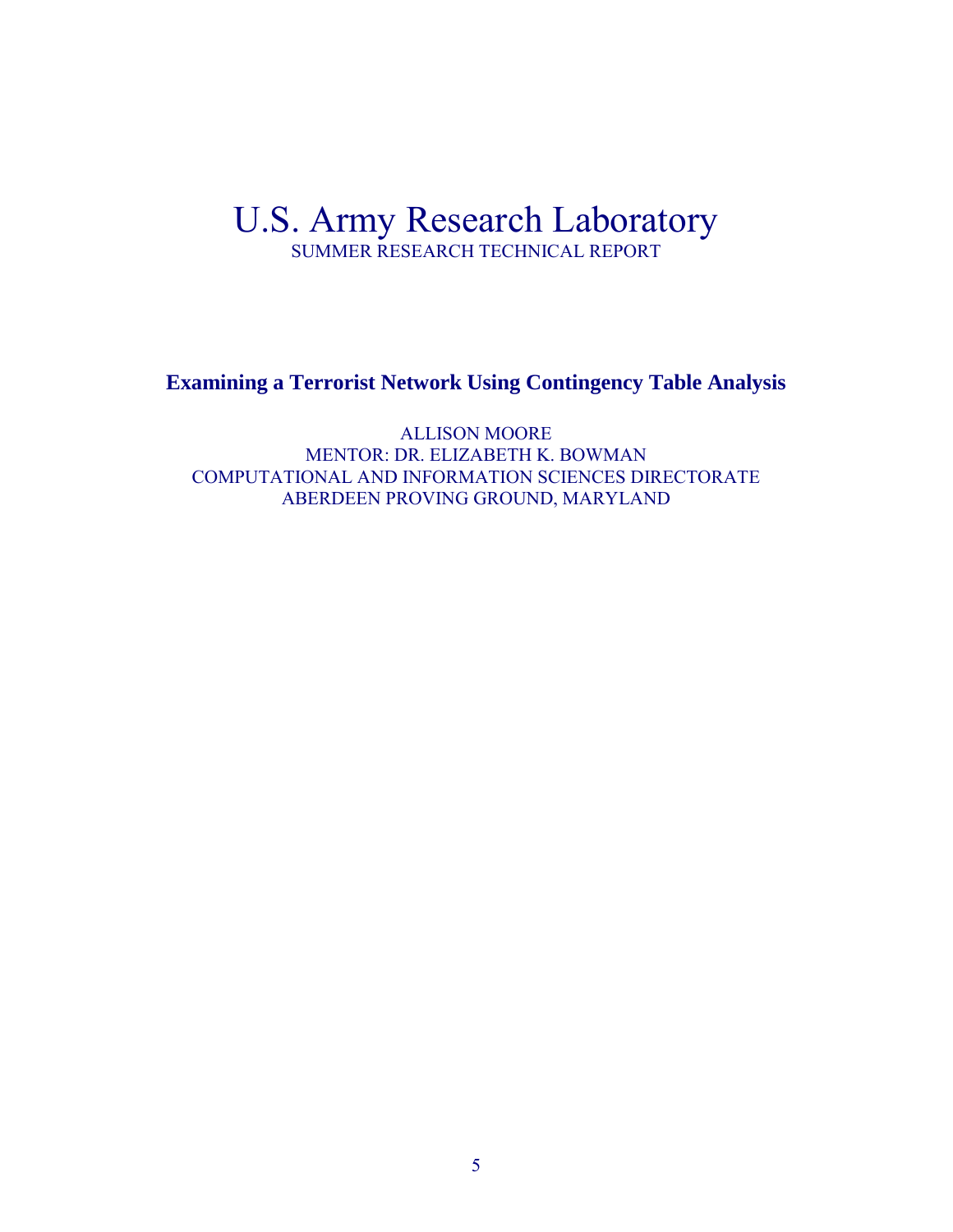# U.S. Army Research Laboratory

SUMMER RESEARCH TECHNICAL REPORT

## Examining a Terrorist Network Using Contingency Table Analysis

ALLISON MOORE

MENTOR: DR. ELIZABETH K. BOWMAN

COMPUTATIONAL AND INFORMATION SCIENCES DIRECTORATE

ABERDEEN PROVING GROUND, MARYLAND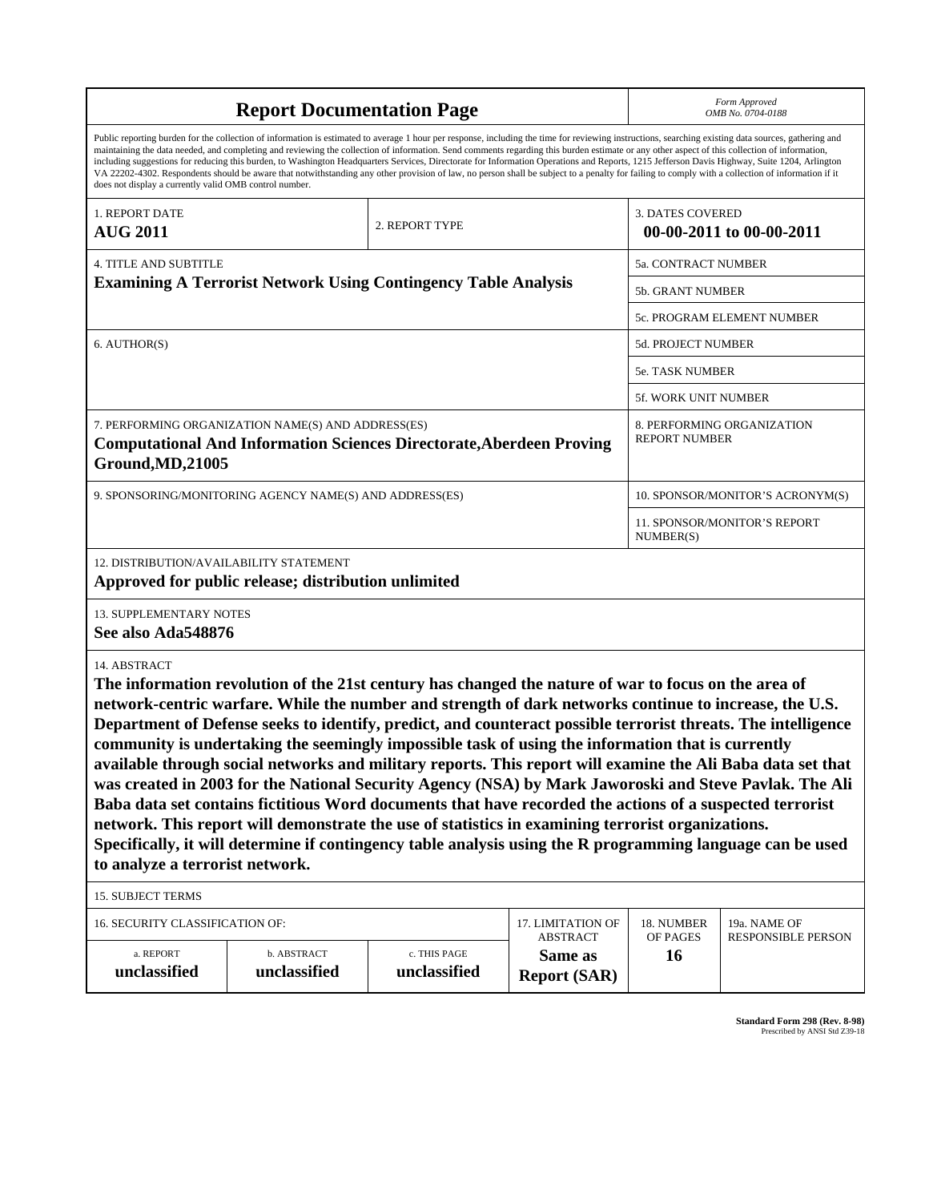# Report Documentation Page

*Form Approved*
*OMB No. 0704-0188*

Public reporting burden for the collection of information is estimated to average 1 hour per response, including the time for reviewing instructions, searching existing data sources, gathering and maintaining the data needed, and completing and reviewing the collection of information. Send comments regarding this burden estimate or any other aspect of this collection of information, including suggestions for reducing this burden, to Washington Headquarters Services, Directorate for Information Operations and Reports, 1215 Jefferson Davis Highway, Suite 1204, Arlington VA 22202-4302. Respondents should be aware that notwithstanding any other provision of law, no person shall be subject to a penalty for failing to comply with a collection of information if it does not display a currently valid OMB control number.

| | | |
|---|---|---|
| 1. REPORT DATE<br>**AUG 2011** | 2. REPORT TYPE | 3. DATES COVERED<br>**00-00-2011 to 00-00-2011** |

| | |
|---|---|
| 4. TITLE AND SUBTITLE<br>**Examining A Terrorist Network Using Contingency Table Analysis** | 5a. CONTRACT NUMBER |
| | 5b. GRANT NUMBER |
| | 5c. PROGRAM ELEMENT NUMBER |
| 6. AUTHOR(S) | 5d. PROJECT NUMBER |
| | 5e. TASK NUMBER |
| | 5f. WORK UNIT NUMBER |
| 7. PERFORMING ORGANIZATION NAME(S) AND ADDRESS(ES)<br>**Computational And Information Sciences Directorate,Aberdeen Proving Ground,MD,21005** | 8. PERFORMING ORGANIZATION REPORT NUMBER |
| 9. SPONSORING/MONITORING AGENCY NAME(S) AND ADDRESS(ES) | 10. SPONSOR/MONITOR'S ACRONYM(S) |
| | 11. SPONSOR/MONITOR'S REPORT NUMBER(S) |

12. DISTRIBUTION/AVAILABILITY STATEMENT
**Approved for public release; distribution unlimited**

13. SUPPLEMENTARY NOTES
**See also Ada548876**

14. ABSTRACT
**The information revolution of the 21st century has changed the nature of war to focus on the area of network-centric warfare. While the number and strength of dark networks continue to increase, the U.S. Department of Defense seeks to identify, predict, and counteract possible terrorist threats. The intelligence community is undertaking the seemingly impossible task of using the information that is currently available through social networks and military reports. This report will examine the Ali Baba data set that was created in 2003 for the National Security Agency (NSA) by Mark Jaworoski and Steve Pavlak. The Ali Baba data set contains fictitious Word documents that have recorded the actions of a suspected terrorist network. This report will demonstrate the use of statistics in examining terrorist organizations. Specifically, it will determine if contingency table analysis using the R programming language can be used to analyze a terrorist network.**

15. SUBJECT TERMS

| 16. SECURITY CLASSIFICATION OF: | | | 17. LIMITATION OF ABSTRACT | 18. NUMBER OF PAGES | 19a. NAME OF RESPONSIBLE PERSON |
|---|---|---|---|---|---|
| a. REPORT<br>**unclassified** | b. ABSTRACT<br>**unclassified** | c. THIS PAGE<br>**unclassified** | **Same as Report (SAR)** | **16** | |

**Standard Form 298 (Rev. 8-98)**
Prescribed by ANSI Std Z39-18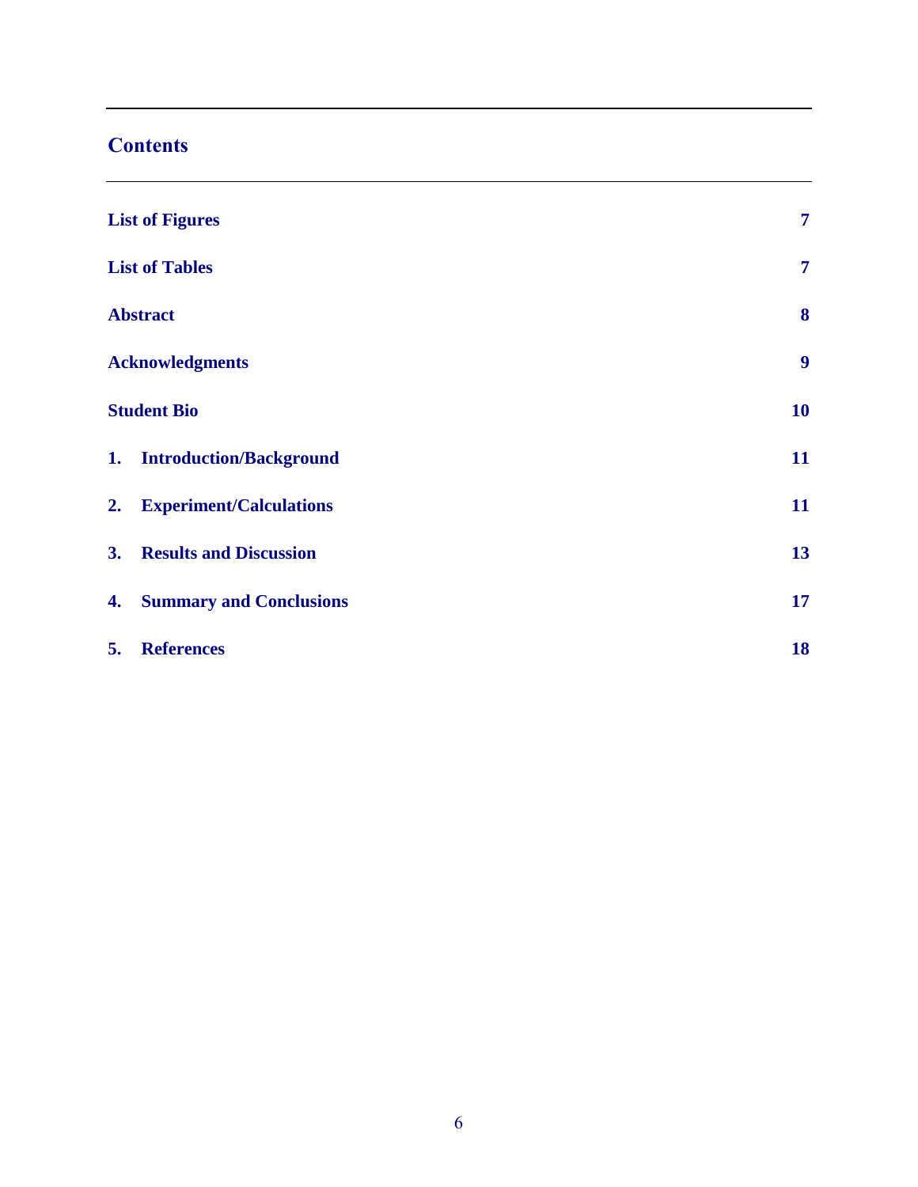# Contents

| | |
|---|---|
| **List of Figures** | **7** |
| **List of Tables** | **7** |
| **Abstract** | **8** |
| **Acknowledgments** | **9** |
| **Student Bio** | **10** |
| **1. Introduction/Background** | **11** |
| **2. Experiment/Calculations** | **11** |
| **3. Results and Discussion** | **13** |
| **4. Summary and Conclusions** | **17** |
| **5. References** | **18** |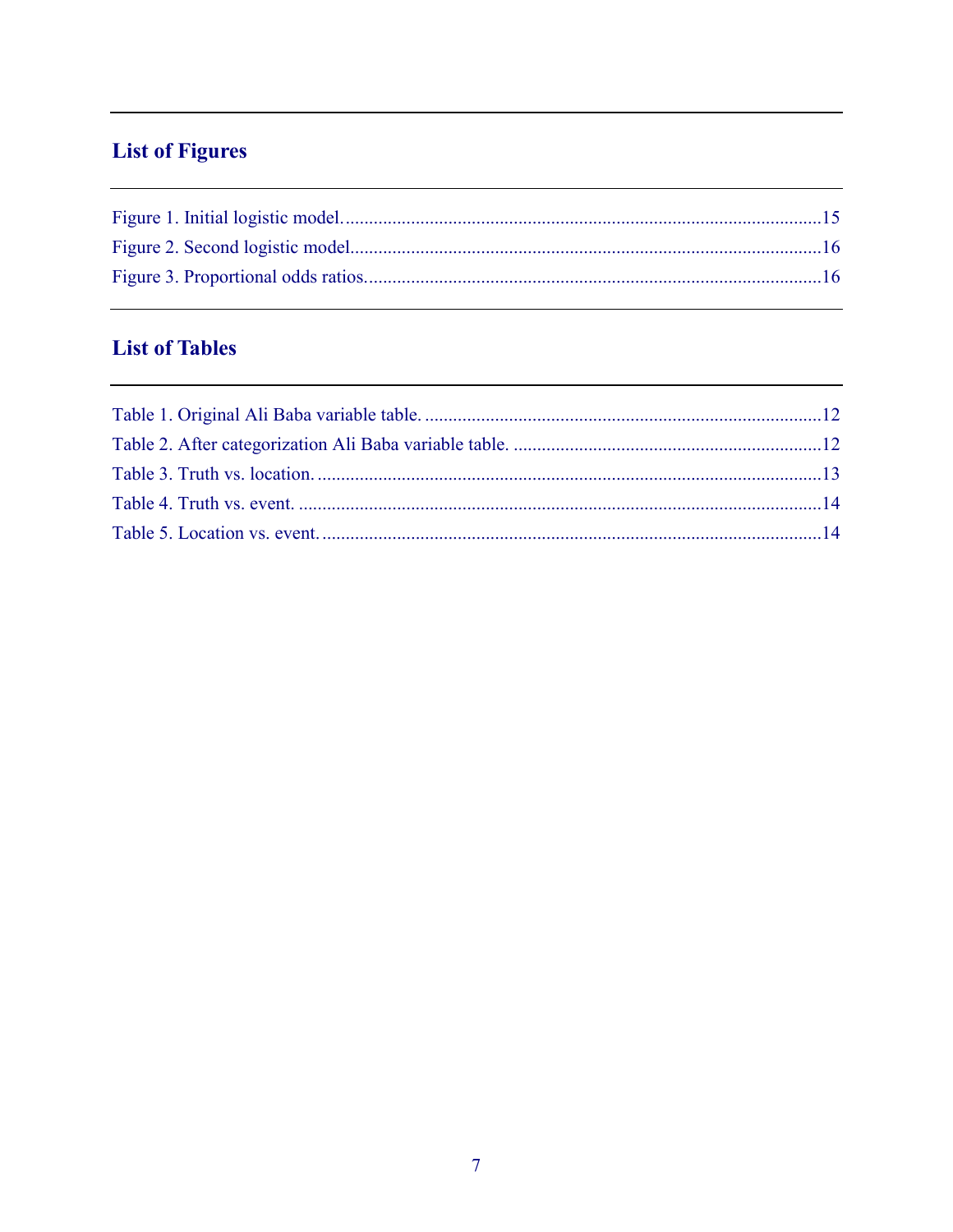## List of Figures

Figure 1. Initial logistic model.....15
Figure 2. Second logistic model.....16
Figure 3. Proportional odds ratios.....16

## List of Tables

Table 1. Original Ali Baba variable table.....12
Table 2. After categorization Ali Baba variable table.....12
Table 3. Truth vs. location.....13
Table 4. Truth vs. event.....14
Table 5. Location vs. event.....14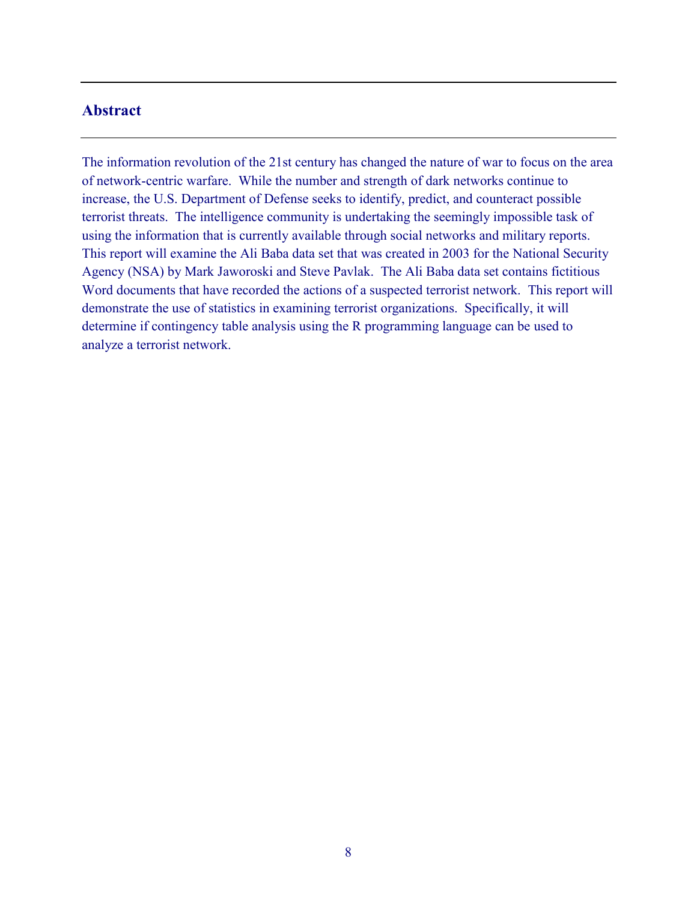## Abstract

The information revolution of the 21st century has changed the nature of war to focus on the area of network-centric warfare. While the number and strength of dark networks continue to increase, the U.S. Department of Defense seeks to identify, predict, and counteract possible terrorist threats. The intelligence community is undertaking the seemingly impossible task of using the information that is currently available through social networks and military reports. This report will examine the Ali Baba data set that was created in 2003 for the National Security Agency (NSA) by Mark Jaworoski and Steve Pavlak. The Ali Baba data set contains fictitious Word documents that have recorded the actions of a suspected terrorist network. This report will demonstrate the use of statistics in examining terrorist organizations. Specifically, it will determine if contingency table analysis using the R programming language can be used to analyze a terrorist network.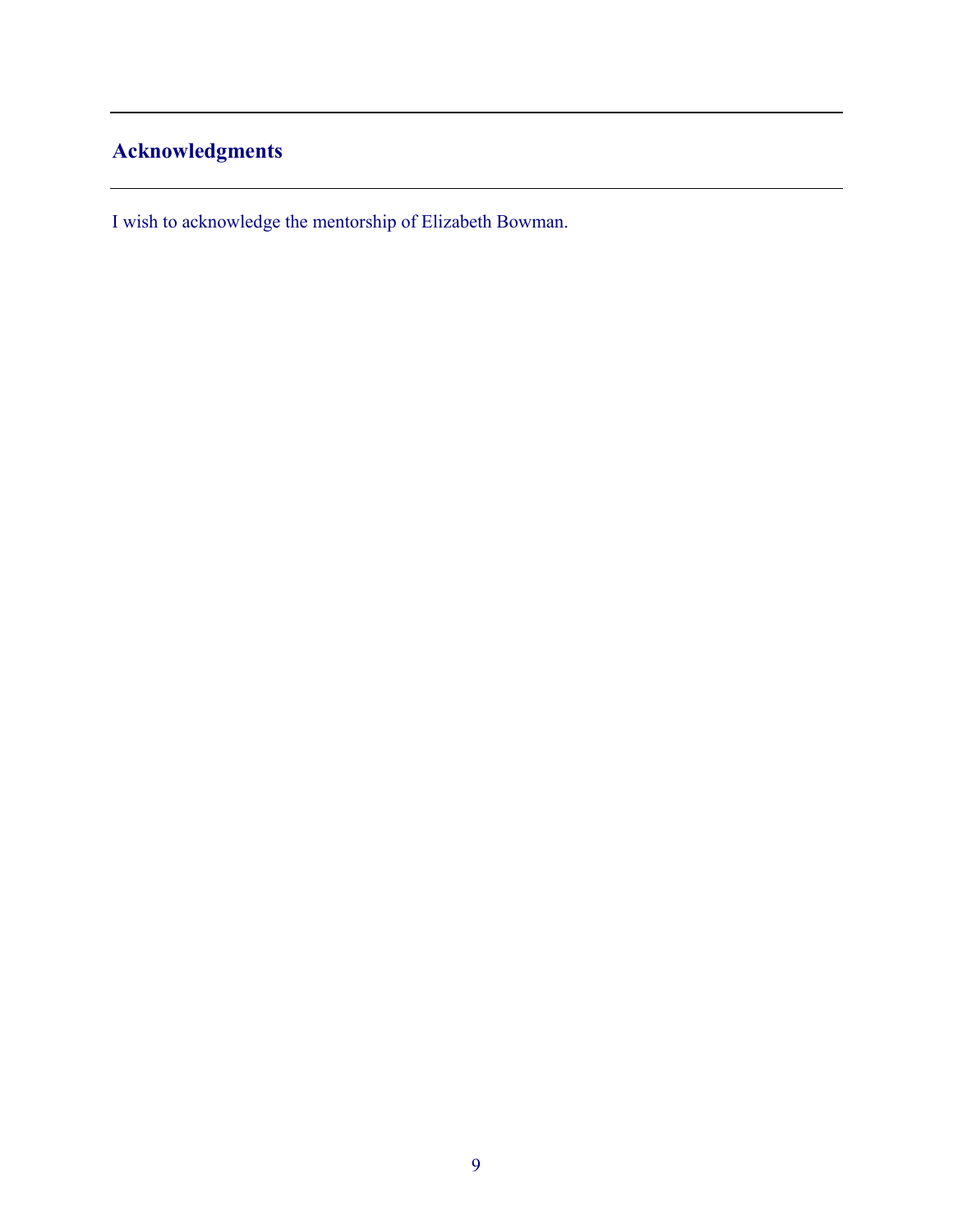## Acknowledgments

I wish to acknowledge the mentorship of Elizabeth Bowman.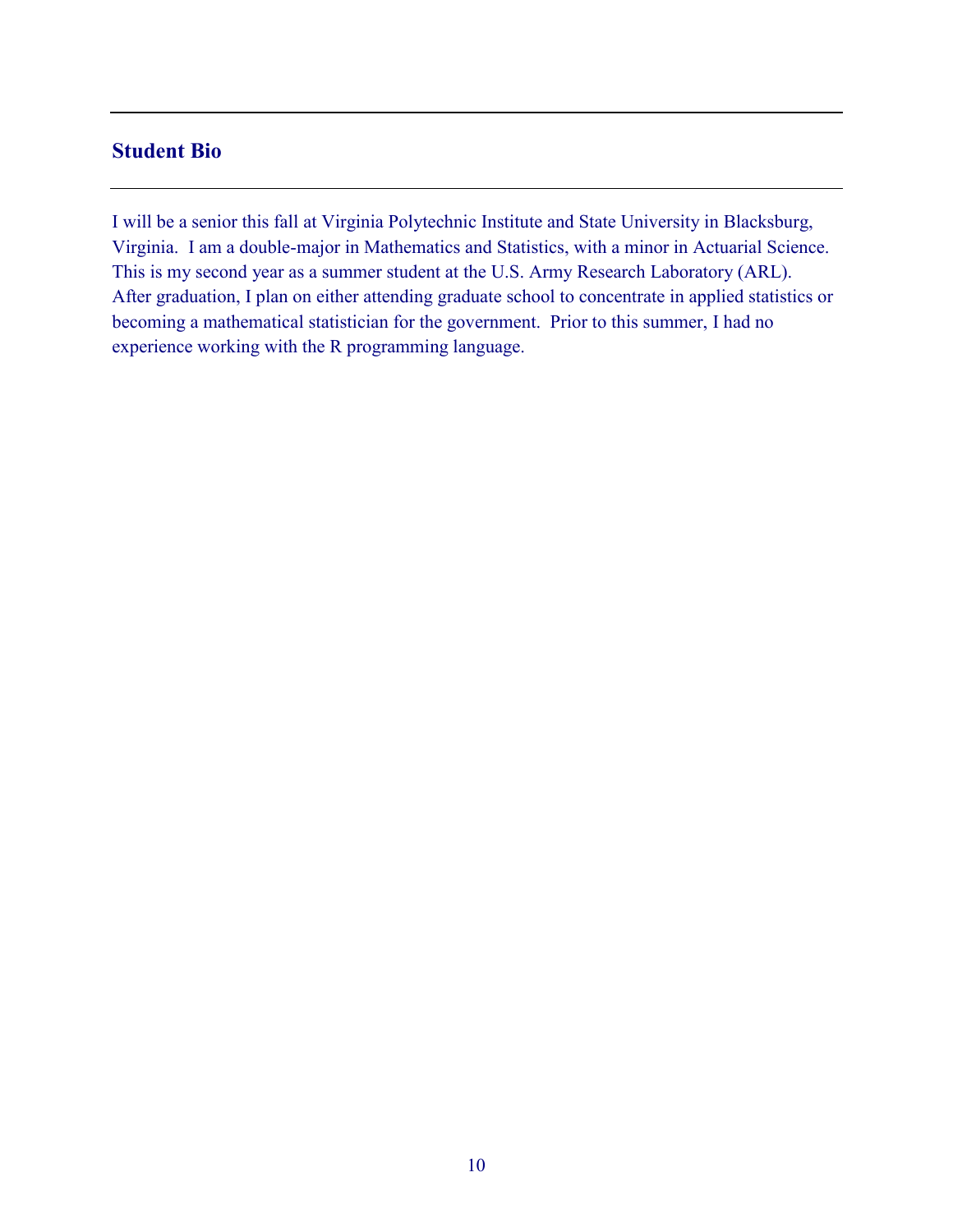## Student Bio

I will be a senior this fall at Virginia Polytechnic Institute and State University in Blacksburg, Virginia. I am a double-major in Mathematics and Statistics, with a minor in Actuarial Science. This is my second year as a summer student at the U.S. Army Research Laboratory (ARL). After graduation, I plan on either attending graduate school to concentrate in applied statistics or becoming a mathematical statistician for the government. Prior to this summer, I had no experience working with the R programming language.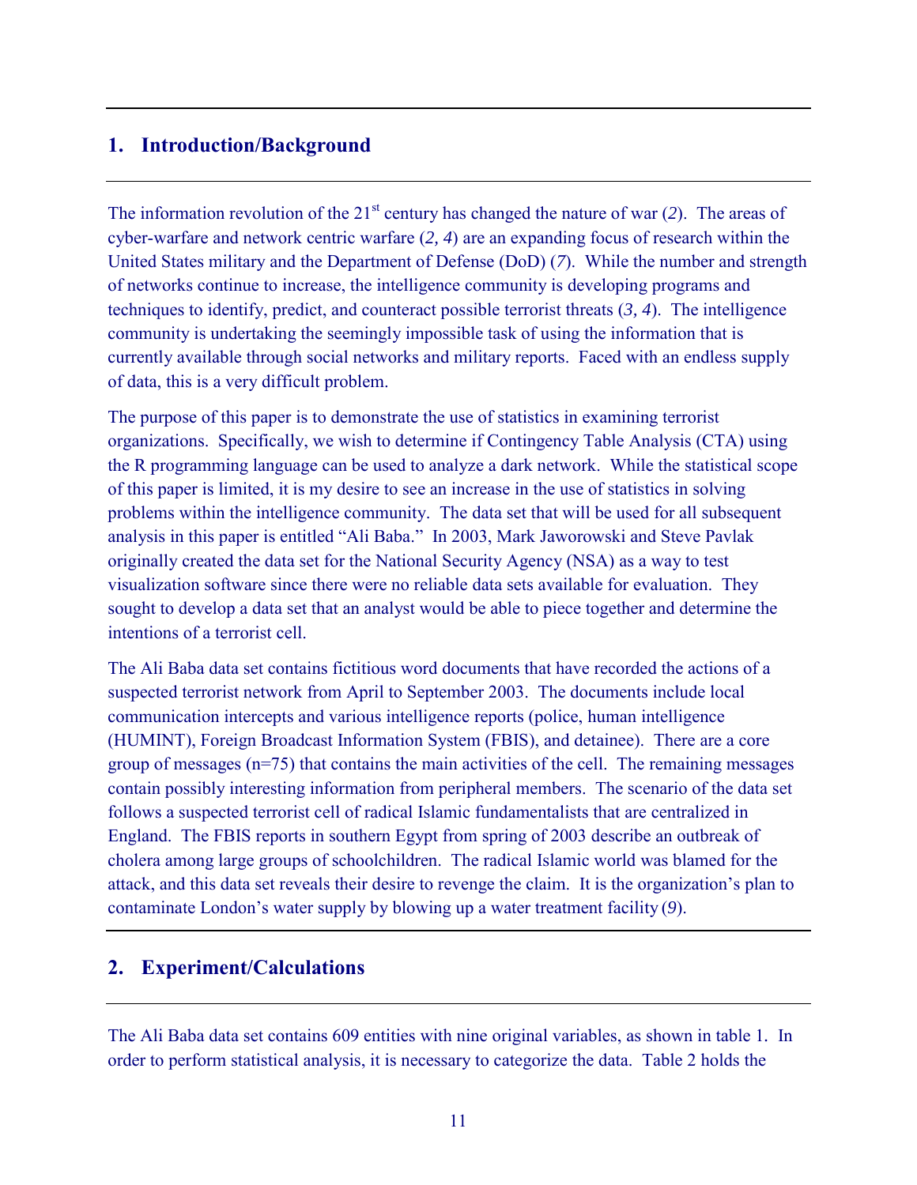## 1. Introduction/Background

The information revolution of the 21st century has changed the nature of war (*2*). The areas of cyber-warfare and network centric warfare (*2, 4*) are an expanding focus of research within the United States military and the Department of Defense (DoD) (*7*). While the number and strength of networks continue to increase, the intelligence community is developing programs and techniques to identify, predict, and counteract possible terrorist threats (*3, 4*). The intelligence community is undertaking the seemingly impossible task of using the information that is currently available through social networks and military reports. Faced with an endless supply of data, this is a very difficult problem.

The purpose of this paper is to demonstrate the use of statistics in examining terrorist organizations. Specifically, we wish to determine if Contingency Table Analysis (CTA) using the R programming language can be used to analyze a dark network. While the statistical scope of this paper is limited, it is my desire to see an increase in the use of statistics in solving problems within the intelligence community. The data set that will be used for all subsequent analysis in this paper is entitled "Ali Baba." In 2003, Mark Jaworowski and Steve Pavlak originally created the data set for the National Security Agency (NSA) as a way to test visualization software since there were no reliable data sets available for evaluation. They sought to develop a data set that an analyst would be able to piece together and determine the intentions of a terrorist cell.

The Ali Baba data set contains fictitious word documents that have recorded the actions of a suspected terrorist network from April to September 2003. The documents include local communication intercepts and various intelligence reports (police, human intelligence (HUMINT), Foreign Broadcast Information System (FBIS), and detainee). There are a core group of messages (n=75) that contains the main activities of the cell. The remaining messages contain possibly interesting information from peripheral members. The scenario of the data set follows a suspected terrorist cell of radical Islamic fundamentalists that are centralized in England. The FBIS reports in southern Egypt from spring of 2003 describe an outbreak of cholera among large groups of schoolchildren. The radical Islamic world was blamed for the attack, and this data set reveals their desire to revenge the claim. It is the organization's plan to contaminate London's water supply by blowing up a water treatment facility (*9*).

## 2. Experiment/Calculations

The Ali Baba data set contains 609 entities with nine original variables, as shown in table 1. In order to perform statistical analysis, it is necessary to categorize the data. Table 2 holds the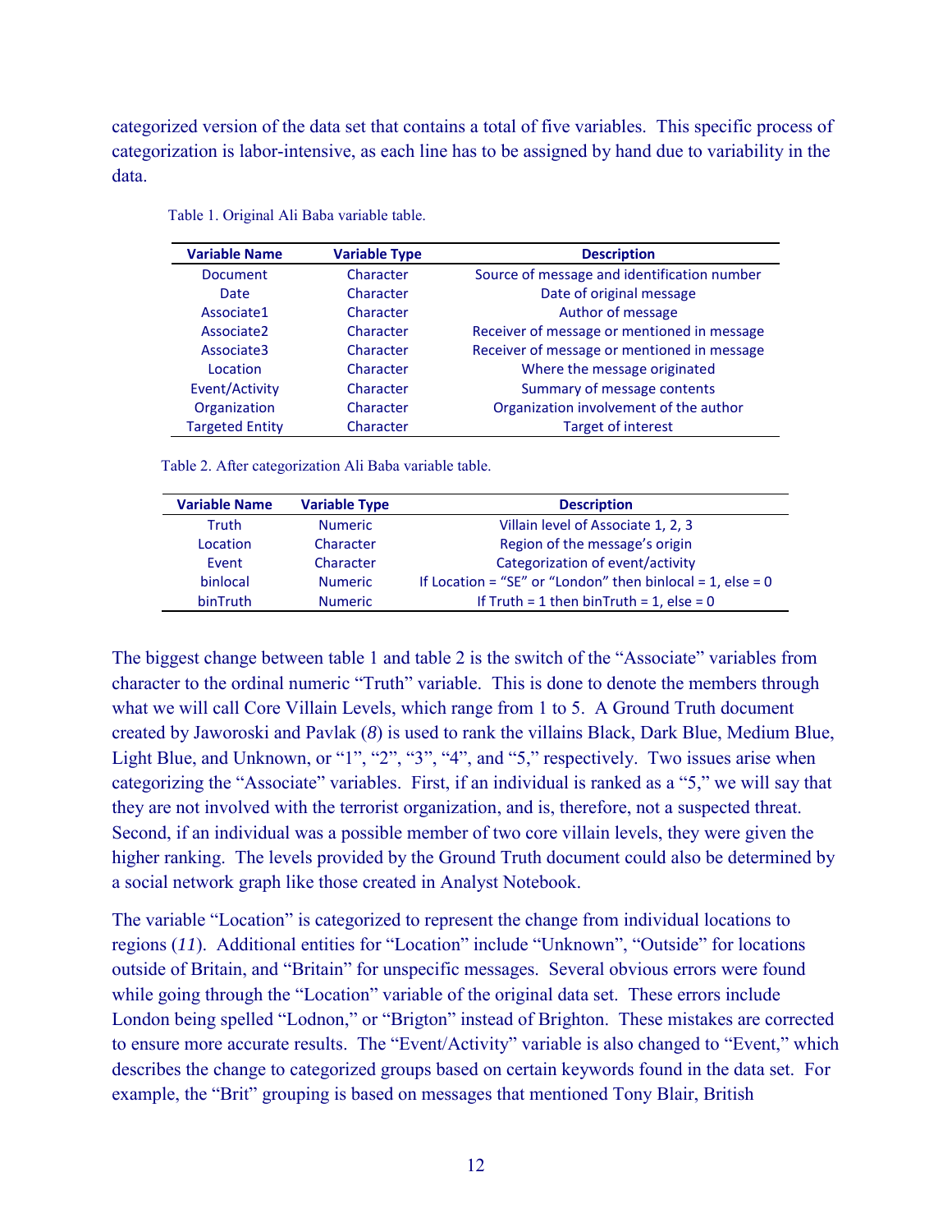categorized version of the data set that contains a total of five variables. This specific process of categorization is labor-intensive, as each line has to be assigned by hand due to variability in the data.

Table 1. Original Ali Baba variable table.

| Variable Name | Variable Type | Description |
|---|---|---|
| Document | Character | Source of message and identification number |
| Date | Character | Date of original message |
| Associate1 | Character | Author of message |
| Associate2 | Character | Receiver of message or mentioned in message |
| Associate3 | Character | Receiver of message or mentioned in message |
| Location | Character | Where the message originated |
| Event/Activity | Character | Summary of message contents |
| Organization | Character | Organization involvement of the author |
| Targeted Entity | Character | Target of interest |

Table 2. After categorization Ali Baba variable table.

| Variable Name | Variable Type | Description |
|---|---|---|
| Truth | Numeric | Villain level of Associate 1, 2, 3 |
| Location | Character | Region of the message's origin |
| Event | Character | Categorization of event/activity |
| binlocal | Numeric | If Location = "SE" or "London" then binlocal = 1, else = 0 |
| binTruth | Numeric | If Truth = 1 then binTruth = 1, else = 0 |

The biggest change between table 1 and table 2 is the switch of the "Associate" variables from character to the ordinal numeric "Truth" variable. This is done to denote the members through what we will call Core Villain Levels, which range from 1 to 5. A Ground Truth document created by Jaworoski and Pavlak (*8*) is used to rank the villains Black, Dark Blue, Medium Blue, Light Blue, and Unknown, or "1", "2", "3", "4", and "5," respectively. Two issues arise when categorizing the "Associate" variables. First, if an individual is ranked as a "5," we will say that they are not involved with the terrorist organization, and is, therefore, not a suspected threat. Second, if an individual was a possible member of two core villain levels, they were given the higher ranking. The levels provided by the Ground Truth document could also be determined by a social network graph like those created in Analyst Notebook.

The variable "Location" is categorized to represent the change from individual locations to regions (*11*). Additional entities for "Location" include "Unknown", "Outside" for locations outside of Britain, and "Britain" for unspecific messages. Several obvious errors were found while going through the "Location" variable of the original data set. These errors include London being spelled "Lodnon," or "Brigton" instead of Brighton. These mistakes are corrected to ensure more accurate results. The "Event/Activity" variable is also changed to "Event," which describes the change to categorized groups based on certain keywords found in the data set. For example, the "Brit" grouping is based on messages that mentioned Tony Blair, British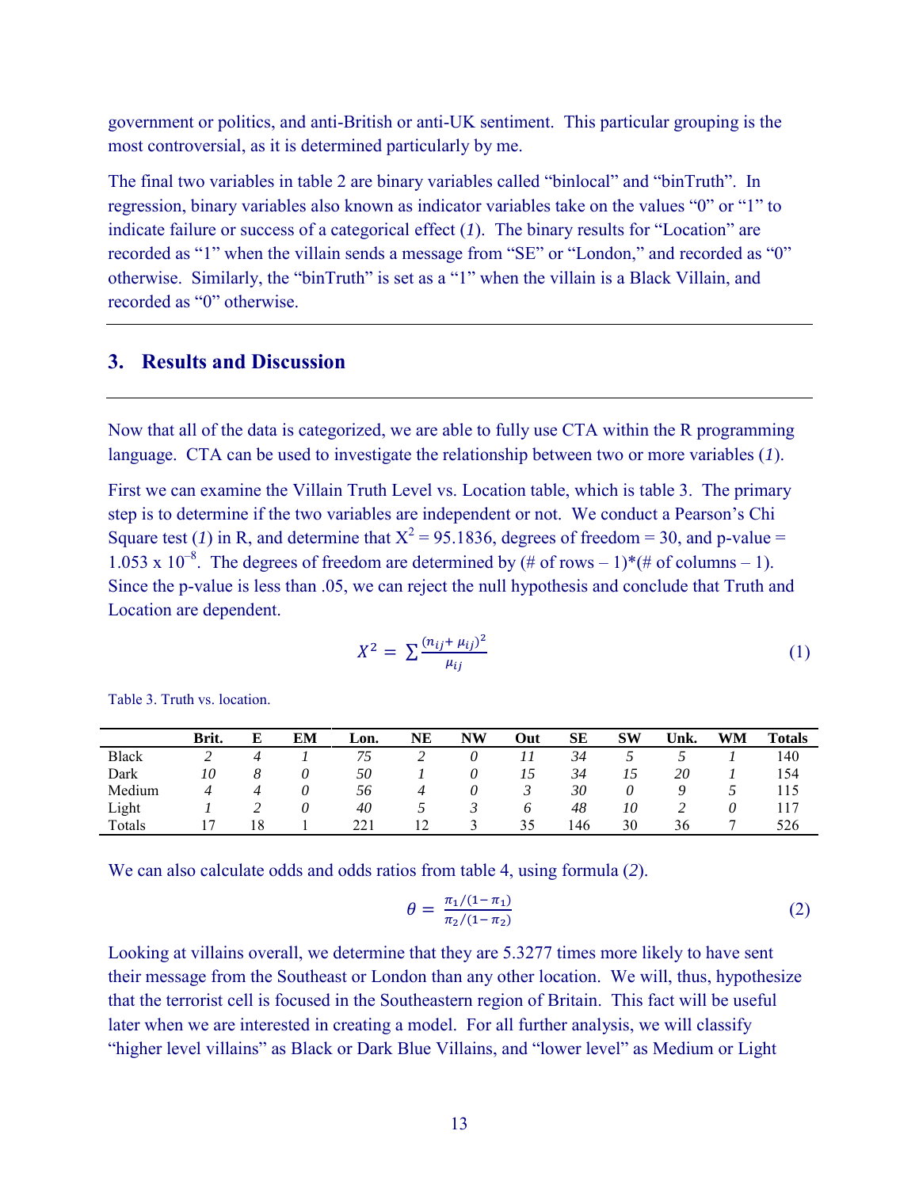government or politics, and anti-British or anti-UK sentiment. This particular grouping is the most controversial, as it is determined particularly by me.

The final two variables in table 2 are binary variables called "binlocal" and "binTruth". In regression, binary variables also known as indicator variables take on the values "0" or "1" to indicate failure or success of a categorical effect (*1*). The binary results for "Location" are recorded as "1" when the villain sends a message from "SE" or "London," and recorded as "0" otherwise. Similarly, the "binTruth" is set as a "1" when the villain is a Black Villain, and recorded as "0" otherwise.

## 3. Results and Discussion

Now that all of the data is categorized, we are able to fully use CTA within the R programming language. CTA can be used to investigate the relationship between two or more variables (*1*).

First we can examine the Villain Truth Level vs. Location table, which is table 3. The primary step is to determine if the two variables are independent or not. We conduct a Pearson's Chi Square test (*1*) in R, and determine that $X^2 = 95.1836$, degrees of freedom = 30, and p-value = $1.053 \times 10^{-8}$. The degrees of freedom are determined by (# of rows – 1)*(# of columns – 1). Since the p-value is less than .05, we can reject the null hypothesis and conclude that Truth and Location are dependent.

$$X^2 = \sum \frac{(n_{ij} + \mu_{ij})^2}{\mu_{ij}} \tag{1}$$

Table 3. Truth vs. location.

| | Brit. | E | EM | Lon. | NE | NW | Out | SE | SW | Unk. | WM | Totals |
|---|---|---|---|---|---|---|---|---|---|---|---|---|
| Black | 2 | 4 | 1 | 75 | 2 | 0 | 11 | 34 | 5 | 5 | 1 | 140 |
| Dark | 10 | 8 | 0 | 50 | 1 | 0 | 15 | 34 | 15 | 20 | 1 | 154 |
| Medium | 4 | 4 | 0 | 56 | 4 | 0 | 3 | 30 | 0 | 9 | 5 | 115 |
| Light | 1 | 2 | 0 | 40 | 5 | 3 | 6 | 48 | 10 | 2 | 0 | 117 |
| Totals | 17 | 18 | 1 | 221 | 12 | 3 | 35 | 146 | 30 | 36 | 7 | 526 |

We can also calculate odds and odds ratios from table 4, using formula (*2*).

$$\theta = \frac{\pi_1/(1-\pi_1)}{\pi_2/(1-\pi_2)} \tag{2}$$

Looking at villains overall, we determine that they are 5.3277 times more likely to have sent their message from the Southeast or London than any other location. We will, thus, hypothesize that the terrorist cell is focused in the Southeastern region of Britain. This fact will be useful later when we are interested in creating a model. For all further analysis, we will classify "higher level villains" as Black or Dark Blue Villains, and "lower level" as Medium or Light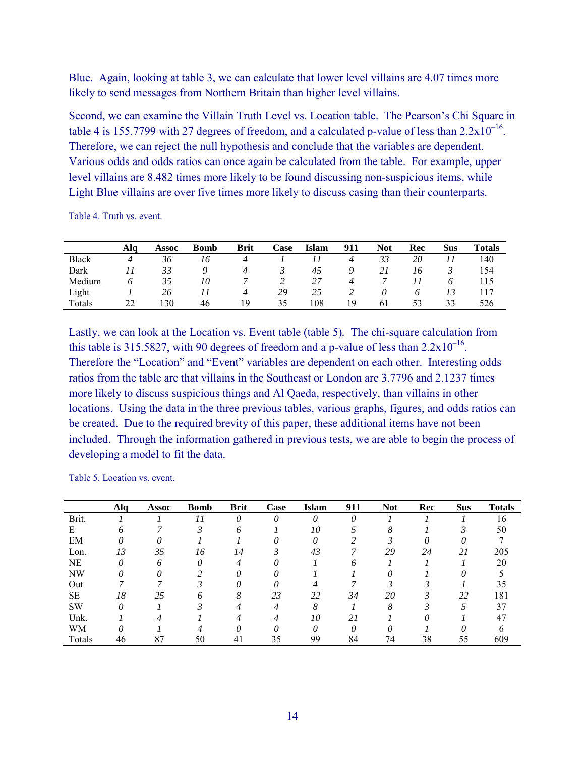Blue. Again, looking at table 3, we can calculate that lower level villains are 4.07 times more likely to send messages from Northern Britain than higher level villains.

Second, we can examine the Villain Truth Level vs. Location table. The Pearson's Chi Square in table 4 is 155.7799 with 27 degrees of freedom, and a calculated p-value of less than $2.2\text{x}10^{-16}$. Therefore, we can reject the null hypothesis and conclude that the variables are dependent. Various odds and odds ratios can once again be calculated from the table. For example, upper level villains are 8.482 times more likely to be found discussing non-suspicious items, while Light Blue villains are over five times more likely to discuss casing than their counterparts.

Table 4. Truth vs. event.

| | Alq | Assoc | Bomb | Brit | Case | Islam | 911 | Not | Rec | Sus | Totals |
|---|---|---|---|---|---|---|---|---|---|---|---|
| Black | *4* | *36* | *16* | *4* | *1* | *11* | *4* | *33* | *20* | *11* | 140 |
| Dark | *11* | *33* | *9* | *4* | *3* | *45* | *9* | *21* | *16* | *3* | 154 |
| Medium | *6* | *35* | *10* | *7* | *2* | *27* | *4* | *7* | *11* | *6* | 115 |
| Light | *1* | *26* | *11* | *4* | *29* | *25* | *2* | *0* | *6* | *13* | 117 |
| Totals | 22 | 130 | 46 | 19 | 35 | 108 | 19 | 61 | 53 | 33 | 526 |

Lastly, we can look at the Location vs. Event table (table 5). The chi-square calculation from this table is 315.5827, with 90 degrees of freedom and a p-value of less than $2.2\text{x}10^{-16}$. Therefore the "Location" and "Event" variables are dependent on each other. Interesting odds ratios from the table are that villains in the Southeast or London are 3.7796 and 2.1237 times more likely to discuss suspicious things and Al Qaeda, respectively, than villains in other locations. Using the data in the three previous tables, various graphs, figures, and odds ratios can be created. Due to the required brevity of this paper, these additional items have not been included. Through the information gathered in previous tests, we are able to begin the process of developing a model to fit the data.

Table 5. Location vs. event.

| | Alq | Assoc | Bomb | Brit | Case | Islam | 911 | Not | Rec | Sus | Totals |
|---|---|---|---|---|---|---|---|---|---|---|---|
| Brit. | *1* | *1* | *11* | *0* | *0* | *0* | *0* | *1* | *1* | *1* | 16 |
| E | *6* | *7* | *3* | *6* | *1* | *10* | *5* | *8* | *1* | *3* | 50 |
| EM | *0* | *0* | *1* | *1* | *0* | *0* | *2* | *3* | *0* | *0* | 7 |
| Lon. | *13* | *35* | *16* | *14* | *3* | *43* | *7* | *29* | *24* | *21* | 205 |
| NE | *0* | *6* | *0* | *4* | *0* | *1* | *6* | *1* | *1* | *1* | 20 |
| NW | *0* | *0* | *2* | *0* | *0* | *1* | *1* | *0* | *1* | *0* | 5 |
| Out | *7* | *7* | *3* | *0* | *0* | *4* | *7* | *3* | *3* | *1* | 35 |
| SE | *18* | *25* | *6* | *8* | *23* | *22* | *34* | *20* | *3* | *22* | 181 |
| SW | *0* | *1* | *3* | *4* | *4* | *8* | *1* | *8* | *3* | *5* | 37 |
| Unk. | *1* | *4* | *1* | *4* | *4* | *10* | *21* | *1* | *0* | *1* | 47 |
| WM | *0* | *1* | *4* | *0* | *0* | *0* | *0* | *0* | *1* | *0* | 6 |
| Totals | 46 | 87 | 50 | 41 | 35 | 99 | 84 | 74 | 38 | 55 | 609 |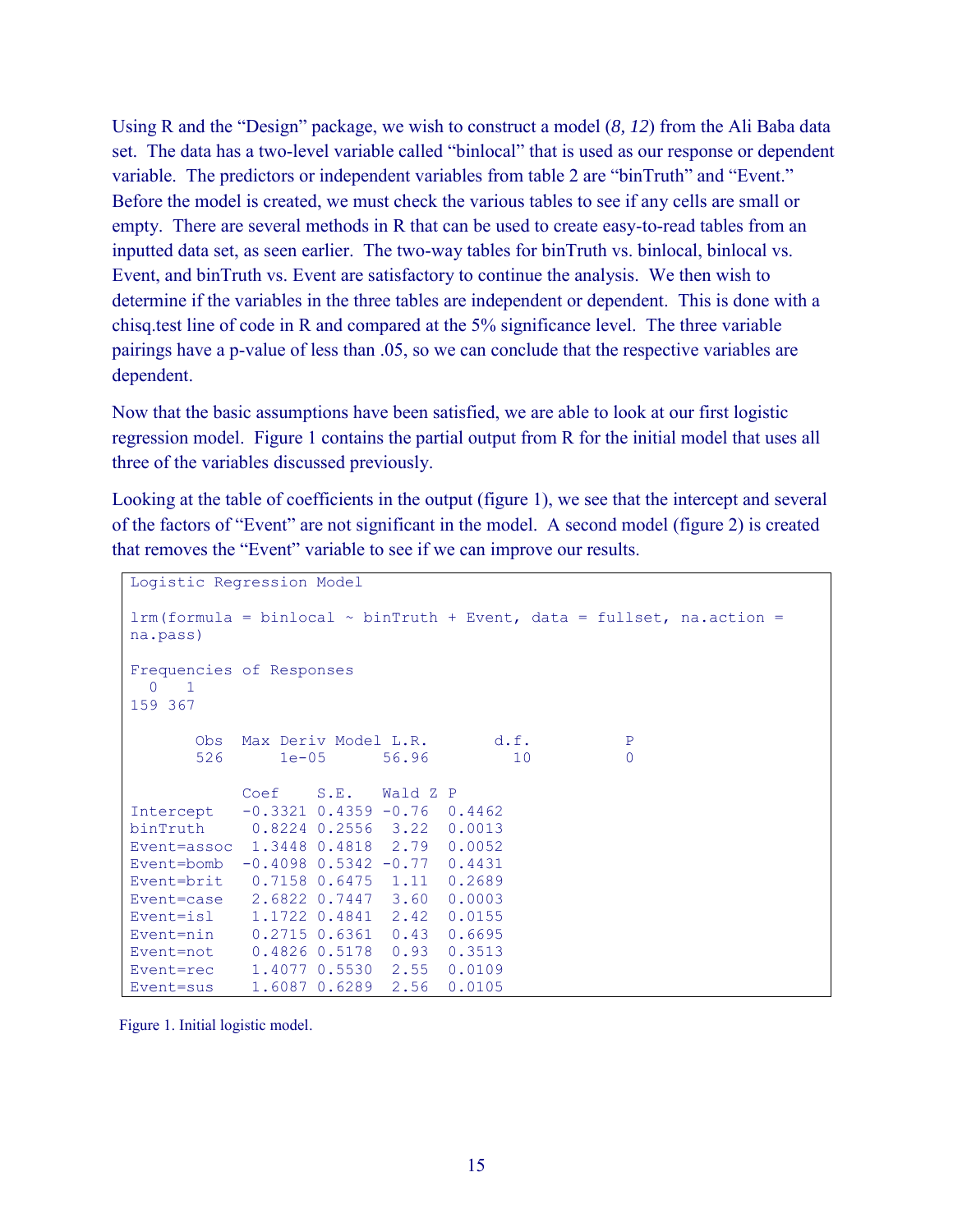Using R and the "Design" package, we wish to construct a model (*8, 12*) from the Ali Baba data set. The data has a two-level variable called "binlocal" that is used as our response or dependent variable. The predictors or independent variables from table 2 are "binTruth" and "Event." Before the model is created, we must check the various tables to see if any cells are small or empty. There are several methods in R that can be used to create easy-to-read tables from an inputted data set, as seen earlier. The two-way tables for binTruth vs. binlocal, binlocal vs. Event, and binTruth vs. Event are satisfactory to continue the analysis. We then wish to determine if the variables in the three tables are independent or dependent. This is done with a chisq.test line of code in R and compared at the 5% significance level. The three variable pairings have a p-value of less than .05, so we can conclude that the respective variables are dependent.

Now that the basic assumptions have been satisfied, we are able to look at our first logistic regression model. Figure 1 contains the partial output from R for the initial model that uses all three of the variables discussed previously.

Looking at the table of coefficients in the output (figure 1), we see that the intercept and several of the factors of "Event" are not significant in the model. A second model (figure 2) is created that removes the "Event" variable to see if we can improve our results.

```
Logistic Regression Model

lrm(formula = binlocal ~ binTruth + Event, data = fullset, na.action =
na.pass)

Frequencies of Responses
  0   1
159 367

       Obs  Max Deriv Model L.R.       d.f.          P
       526      1e-05      56.96         10          0

             Coef    S.E.   Wald Z P
Intercept   -0.3321 0.4359 -0.76  0.4462
binTruth     0.8224 0.2556  3.22  0.0013
Event=assoc  1.3448 0.4818  2.79  0.0052
Event=bomb  -0.4098 0.5342 -0.77  0.4431
Event=brit   0.7158 0.6475  1.11  0.2689
Event=case   2.6822 0.7447  3.60  0.0003
Event=isl    1.1722 0.4841  2.42  0.0155
Event=nin    0.2715 0.6361  0.43  0.6695
Event=not    0.4826 0.5178  0.93  0.3513
Event=rec    1.4077 0.5530  2.55  0.0109
Event=sus    1.6087 0.6289  2.56  0.0105
```

Figure 1. Initial logistic model.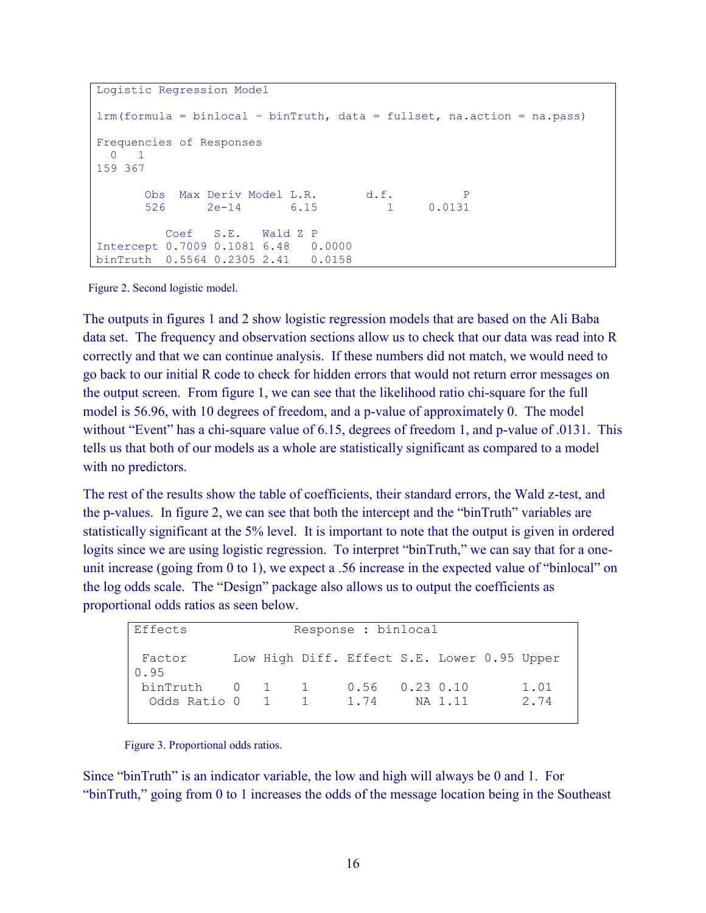```
Logistic Regression Model

lrm(formula = binlocal ~ binTruth, data = fullset, na.action = na.pass)

Frequencies of Responses
  0   1
159 367

       Obs  Max Deriv Model L.R.       d.f.          P
       526      2e-14       6.15          1     0.0131

          Coef   S.E.   Wald Z P
Intercept 0.7009 0.1081 6.48   0.0000
binTruth  0.5564 0.2305 2.41   0.0158
```

Figure 2. Second logistic model.

The outputs in figures 1 and 2 show logistic regression models that are based on the Ali Baba data set. The frequency and observation sections allow us to check that our data was read into R correctly and that we can continue analysis. If these numbers did not match, we would need to go back to our initial R code to check for hidden errors that would not return error messages on the output screen. From figure 1, we can see that the likelihood ratio chi-square for the full model is 56.96, with 10 degrees of freedom, and a p-value of approximately 0. The model without "Event" has a chi-square value of 6.15, degrees of freedom 1, and p-value of .0131. This tells us that both of our models as a whole are statistically significant as compared to a model with no predictors.

The rest of the results show the table of coefficients, their standard errors, the Wald z-test, and the p-values. In figure 2, we can see that both the intercept and the "binTruth" variables are statistically significant at the 5% level. It is important to note that the output is given in ordered logits since we are using logistic regression. To interpret "binTruth," we can say that for a one-unit increase (going from 0 to 1), we expect a .56 increase in the expected value of "binlocal" on the log odds scale. The "Design" package also allows us to output the coefficients as proportional odds ratios as seen below.

```
Effects              Response : binlocal

 Factor      Low High Diff. Effect S.E. Lower 0.95 Upper
0.95
 binTruth    0   1    1     0.56   0.23 0.10       1.01
  Odds Ratio 0   1    1     1.74     NA 1.11       2.74
```

Figure 3. Proportional odds ratios.

Since "binTruth" is an indicator variable, the low and high will always be 0 and 1. For "binTruth," going from 0 to 1 increases the odds of the message location being in the Southeast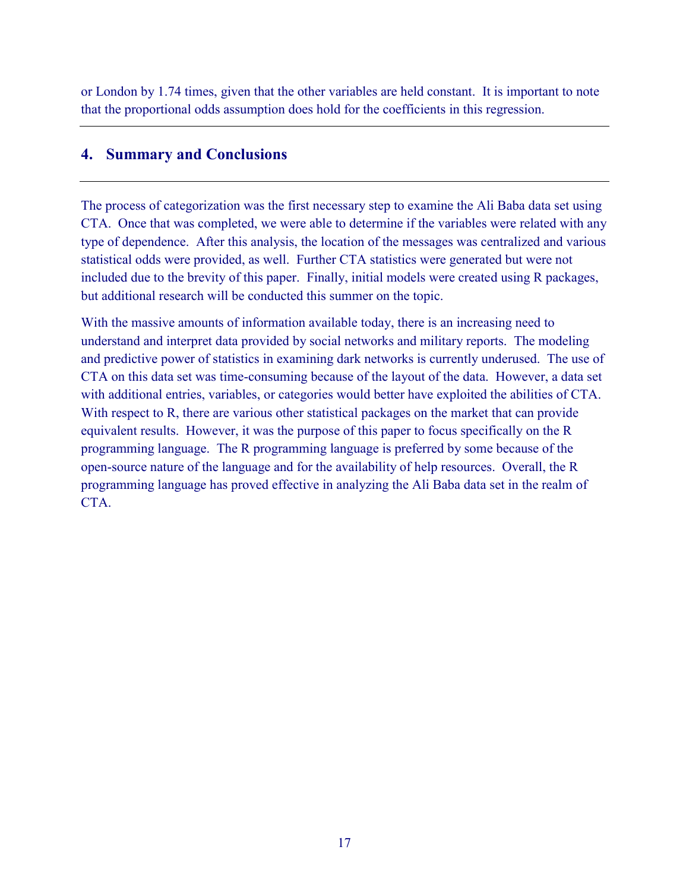or London by 1.74 times, given that the other variables are held constant. It is important to note that the proportional odds assumption does hold for the coefficients in this regression.

## 4. Summary and Conclusions

The process of categorization was the first necessary step to examine the Ali Baba data set using CTA. Once that was completed, we were able to determine if the variables were related with any type of dependence. After this analysis, the location of the messages was centralized and various statistical odds were provided, as well. Further CTA statistics were generated but were not included due to the brevity of this paper. Finally, initial models were created using R packages, but additional research will be conducted this summer on the topic.

With the massive amounts of information available today, there is an increasing need to understand and interpret data provided by social networks and military reports. The modeling and predictive power of statistics in examining dark networks is currently underused. The use of CTA on this data set was time-consuming because of the layout of the data. However, a data set with additional entries, variables, or categories would better have exploited the abilities of CTA. With respect to R, there are various other statistical packages on the market that can provide equivalent results. However, it was the purpose of this paper to focus specifically on the R programming language. The R programming language is preferred by some because of the open-source nature of the language and for the availability of help resources. Overall, the R programming language has proved effective in analyzing the Ali Baba data set in the realm of CTA.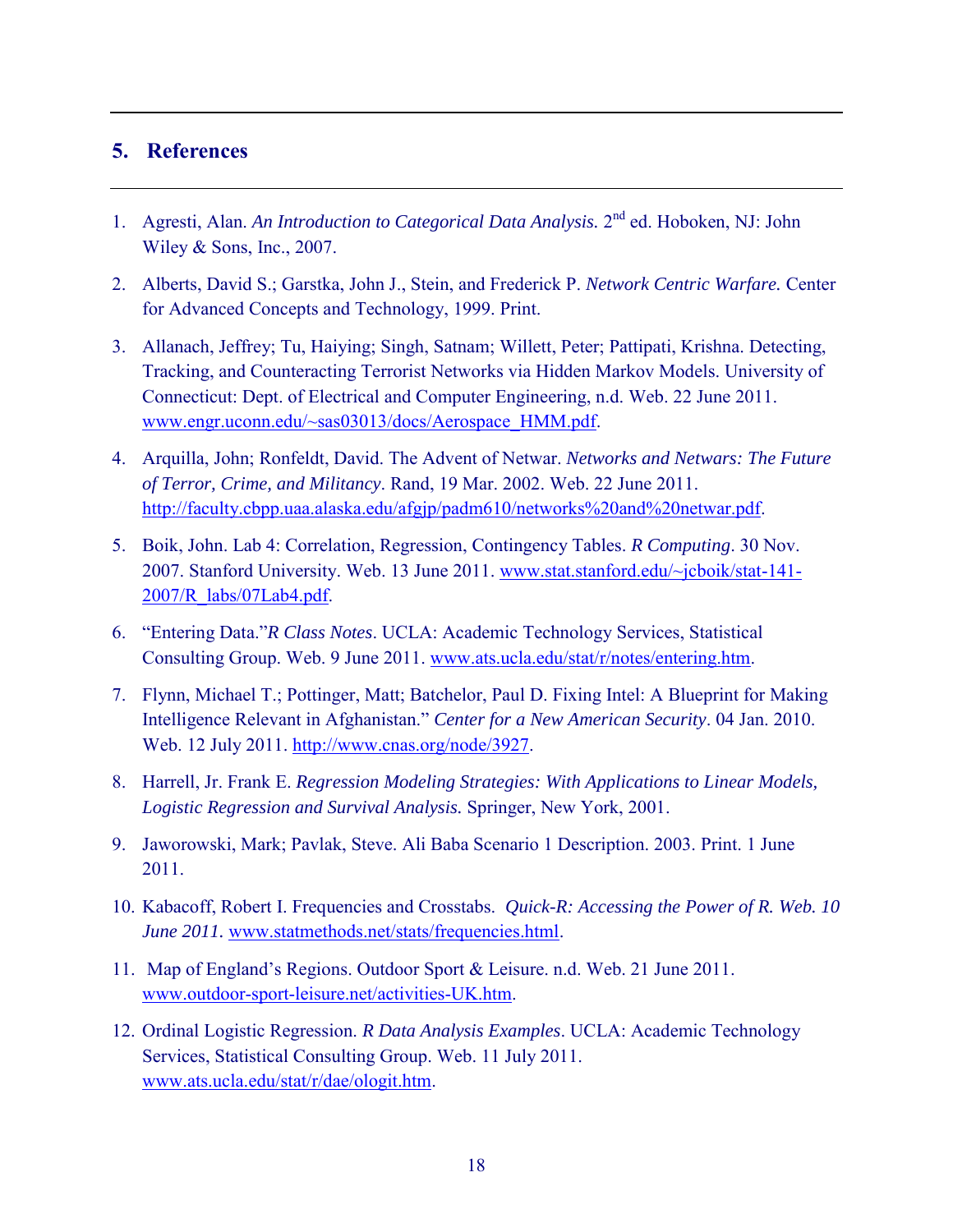## 5. References

1. Agresti, Alan. *An Introduction to Categorical Data Analysis.* 2nd ed. Hoboken, NJ: John Wiley & Sons, Inc., 2007.

2. Alberts, David S.; Garstka, John J., Stein, and Frederick P. *Network Centric Warfare.* Center for Advanced Concepts and Technology, 1999. Print.

3. Allanach, Jeffrey; Tu, Haiying; Singh, Satnam; Willett, Peter; Pattipati, Krishna. Detecting, Tracking, and Counteracting Terrorist Networks via Hidden Markov Models. University of Connecticut: Dept. of Electrical and Computer Engineering, n.d. Web. 22 June 2011. www.engr.uconn.edu/~sas03013/docs/Aerospace_HMM.pdf.

4. Arquilla, John; Ronfeldt, David. The Advent of Netwar. *Networks and Netwars: The Future of Terror, Crime, and Militancy*. Rand, 19 Mar. 2002. Web. 22 June 2011. http://faculty.cbpp.uaa.alaska.edu/afgjp/padm610/networks%20and%20netwar.pdf.

5. Boik, John. Lab 4: Correlation, Regression, Contingency Tables. *R Computing*. 30 Nov. 2007. Stanford University. Web. 13 June 2011. www.stat.stanford.edu/~jcboik/stat-141-2007/R_labs/07Lab4.pdf.

6. "Entering Data."*R Class Notes*. UCLA: Academic Technology Services, Statistical Consulting Group. Web. 9 June 2011. www.ats.ucla.edu/stat/r/notes/entering.htm.

7. Flynn, Michael T.; Pottinger, Matt; Batchelor, Paul D. Fixing Intel: A Blueprint for Making Intelligence Relevant in Afghanistan." *Center for a New American Security*. 04 Jan. 2010. Web. 12 July 2011. http://www.cnas.org/node/3927.

8. Harrell, Jr. Frank E. *Regression Modeling Strategies: With Applications to Linear Models, Logistic Regression and Survival Analysis.* Springer, New York, 2001.

9. Jaworowski, Mark; Pavlak, Steve. Ali Baba Scenario 1 Description. 2003. Print. 1 June 2011.

10. Kabacoff, Robert I. Frequencies and Crosstabs. *Quick-R: Accessing the Power of R. Web. 10 June 2011.* www.statmethods.net/stats/frequencies.html.

11. Map of England's Regions. Outdoor Sport & Leisure. n.d. Web. 21 June 2011. www.outdoor-sport-leisure.net/activities-UK.htm.

12. Ordinal Logistic Regression. *R Data Analysis Examples*. UCLA: Academic Technology Services, Statistical Consulting Group. Web. 11 July 2011. www.ats.ucla.edu/stat/r/dae/ologit.htm.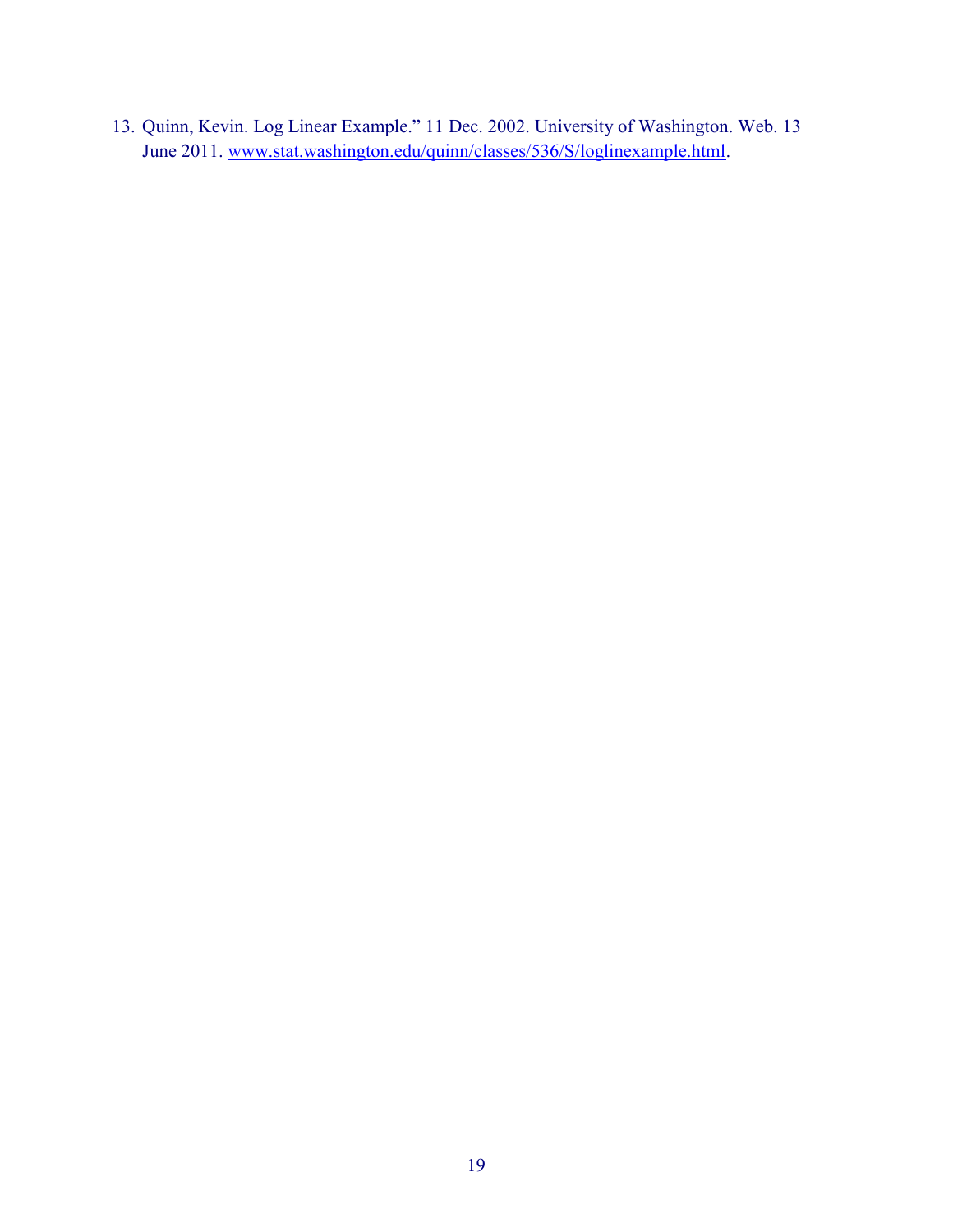13. Quinn, Kevin. Log Linear Example." 11 Dec. 2002. University of Washington. Web. 13 June 2011. [www.stat.washington.edu/quinn/classes/536/S/loglinexample.html](www.stat.washington.edu/quinn/classes/536/S/loglinexample.html).